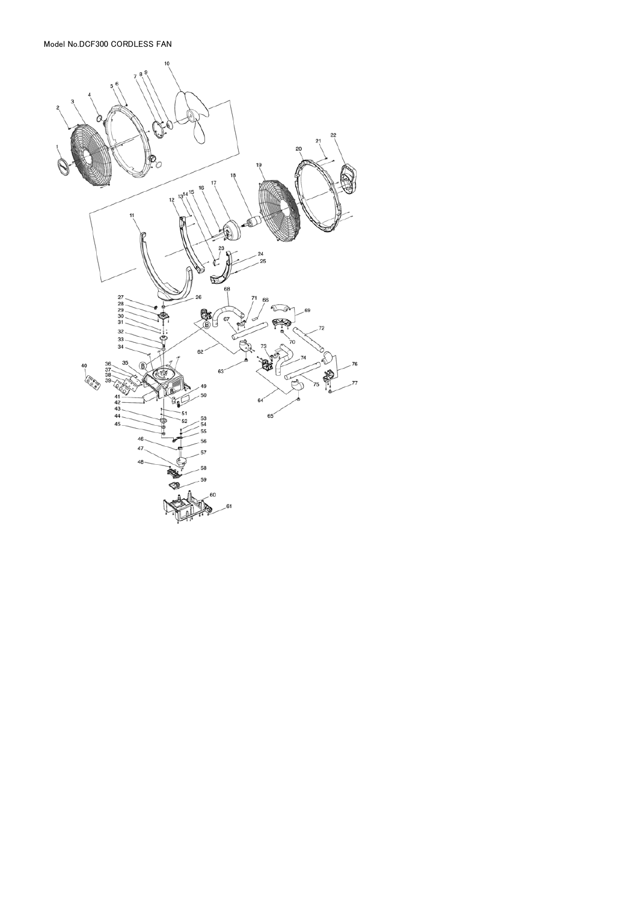Model No.DCF300 CORDLESS FAN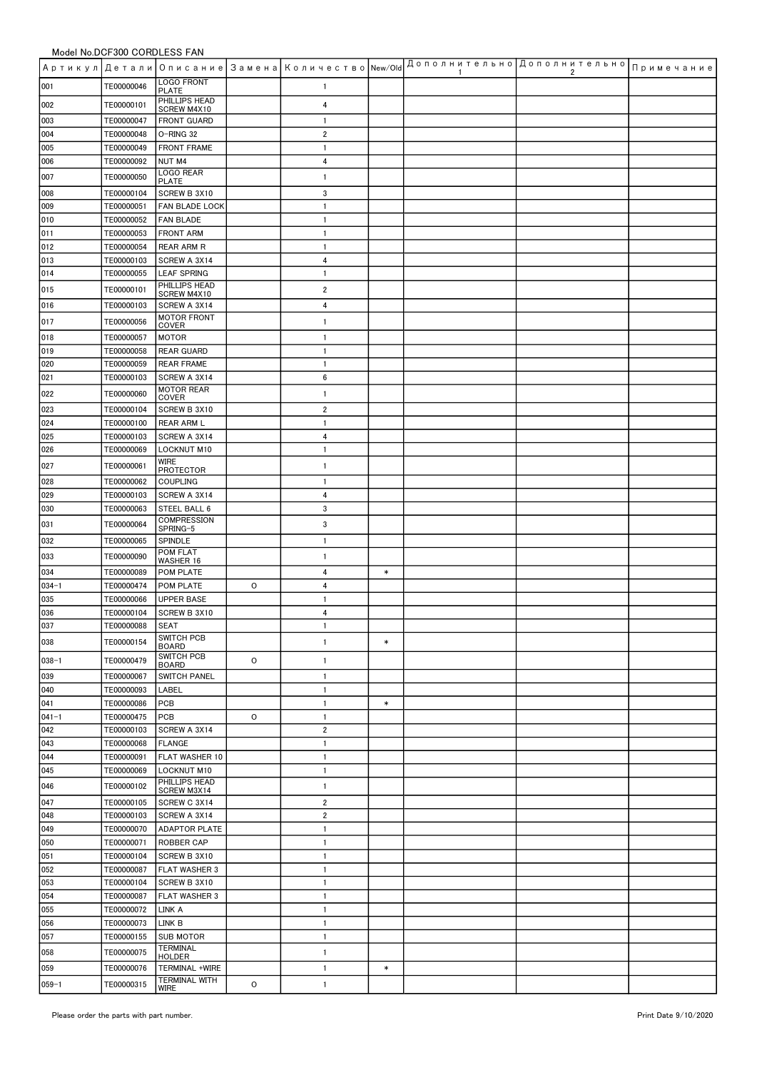Model No.DCF300 CORDLESS FAN

| Артикул | Детали | Описание | Замена | Количество | New/Old | Дополнительно 1 | Дополнительно 2 | Примечание |
|---|---|---|---|---|---|---|---|---|
| 001 | TE00000046 | LOGO FRONT PLATE | | 1 | | | | |
| 002 | TE00000101 | PHILLIPS HEAD SCREW M4X10 | | 4 | | | | |
| 003 | TE00000047 | FRONT GUARD | | 1 | | | | |
| 004 | TE00000048 | O-RING 32 | | 2 | | | | |
| 005 | TE00000049 | FRONT FRAME | | 1 | | | | |
| 006 | TE00000092 | NUT M4 | | 4 | | | | |
| 007 | TE00000050 | LOGO REAR PLATE | | 1 | | | | |
| 008 | TE00000104 | SCREW B 3X10 | | 3 | | | | |
| 009 | TE00000051 | FAN BLADE LOCK | | 1 | | | | |
| 010 | TE00000052 | FAN BLADE | | 1 | | | | |
| 011 | TE00000053 | FRONT ARM | | 1 | | | | |
| 012 | TE00000054 | REAR ARM R | | 1 | | | | |
| 013 | TE00000103 | SCREW A 3X14 | | 4 | | | | |
| 014 | TE00000055 | LEAF SPRING | | 1 | | | | |
| 015 | TE00000101 | PHILLIPS HEAD SCREW M4X10 | | 2 | | | | |
| 016 | TE00000103 | SCREW A 3X14 | | 4 | | | | |
| 017 | TE00000056 | MOTOR FRONT COVER | | 1 | | | | |
| 018 | TE00000057 | MOTOR | | 1 | | | | |
| 019 | TE00000058 | REAR GUARD | | 1 | | | | |
| 020 | TE00000059 | REAR FRAME | | 1 | | | | |
| 021 | TE00000103 | SCREW A 3X14 | | 6 | | | | |
| 022 | TE00000060 | MOTOR REAR COVER | | 1 | | | | |
| 023 | TE00000104 | SCREW B 3X10 | | 2 | | | | |
| 024 | TE00000100 | REAR ARM L | | 1 | | | | |
| 025 | TE00000103 | SCREW A 3X14 | | 4 | | | | |
| 026 | TE00000069 | LOCKNUT M10 | | 1 | | | | |
| 027 | TE00000061 | WIRE PROTECTOR | | 1 | | | | |
| 028 | TE00000062 | COUPLING | | 1 | | | | |
| 029 | TE00000103 | SCREW A 3X14 | | 4 | | | | |
| 030 | TE00000063 | STEEL BALL 6 | | 3 | | | | |
| 031 | TE00000064 | COMPRESSION SPRING-5 | | 3 | | | | |
| 032 | TE00000065 | SPINDLE | | 1 | | | | |
| 033 | TE00000090 | POM FLAT WASHER 16 | | 1 | | | | |
| 034 | TE00000089 | POM PLATE | | 4 | * | | | |
| 034-1 | TE00000474 | POM PLATE | O | 4 | | | | |
| 035 | TE00000066 | UPPER BASE | | 1 | | | | |
| 036 | TE00000104 | SCREW B 3X10 | | 4 | | | | |
| 037 | TE00000088 | SEAT | | 1 | | | | |
| 038 | TE00000154 | SWITCH PCB BOARD | | 1 | * | | | |
| 038-1 | TE00000479 | SWITCH PCB BOARD | O | 1 | | | | |
| 039 | TE00000067 | SWITCH PANEL | | 1 | | | | |
| 040 | TE00000093 | LABEL | | 1 | | | | |
| 041 | TE00000086 | PCB | | 1 | * | | | |
| 041-1 | TE00000475 | PCB | O | 1 | | | | |
| 042 | TE00000103 | SCREW A 3X14 | | 2 | | | | |
| 043 | TE00000068 | FLANGE | | 1 | | | | |
| 044 | TE00000091 | FLAT WASHER 10 | | 1 | | | | |
| 045 | TE00000069 | LOCKNUT M10 | | 1 | | | | |
| 046 | TE00000102 | PHILLIPS HEAD SCREW M3X14 | | 1 | | | | |
| 047 | TE00000105 | SCREW C 3X14 | | 2 | | | | |
| 048 | TE00000103 | SCREW A 3X14 | | 2 | | | | |
| 049 | TE00000070 | ADAPTOR PLATE | | 1 | | | | |
| 050 | TE00000071 | ROBBER CAP | | 1 | | | | |
| 051 | TE00000104 | SCREW B 3X10 | | 1 | | | | |
| 052 | TE00000087 | FLAT WASHER 3 | | 1 | | | | |
| 053 | TE00000104 | SCREW B 3X10 | | 1 | | | | |
| 054 | TE00000087 | FLAT WASHER 3 | | 1 | | | | |
| 055 | TE00000072 | LINK A | | 1 | | | | |
| 056 | TE00000073 | LINK B | | 1 | | | | |
| 057 | TE00000155 | SUB MOTOR | | 1 | | | | |
| 058 | TE00000075 | TERMINAL HOLDER | | 1 | | | | |
| 059 | TE00000076 | TERMINAL +WIRE | | 1 | * | | | |
| 059-1 | TE00000315 | TERMINAL WITH WIRE | O | 1 | | | | |

Please order the parts with part number.

Print Date 9/10/2020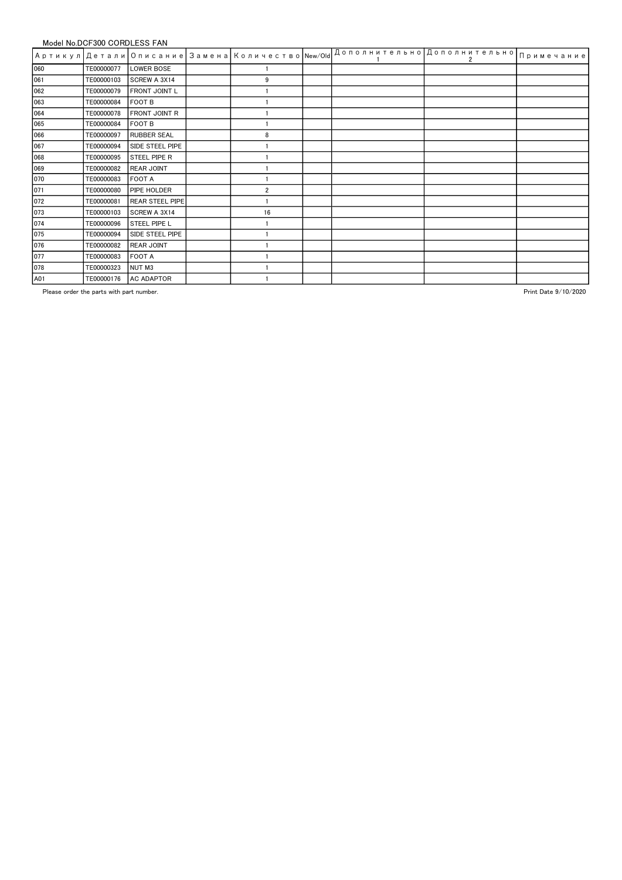Model No.DCF300 CORDLESS FAN

| Артикул | Детали | Описание | Замена | Количество | New/Old | Дополнительно 1 | Дополнительно 2 | Примечание |
|---|---|---|---|---|---|---|---|---|
| 060 | TE00000077 | LOWER BOSE | | 1 | | | | |
| 061 | TE00000103 | SCREW A 3X14 | | 9 | | | | |
| 062 | TE00000079 | FRONT JOINT L | | 1 | | | | |
| 063 | TE00000084 | FOOT B | | 1 | | | | |
| 064 | TE00000078 | FRONT JOINT R | | 1 | | | | |
| 065 | TE00000084 | FOOT B | | 1 | | | | |
| 066 | TE00000097 | RUBBER SEAL | | 8 | | | | |
| 067 | TE00000094 | SIDE STEEL PIPE | | 1 | | | | |
| 068 | TE00000095 | STEEL PIPE R | | 1 | | | | |
| 069 | TE00000082 | REAR JOINT | | 1 | | | | |
| 070 | TE00000083 | FOOT A | | 1 | | | | |
| 071 | TE00000080 | PIPE HOLDER | | 2 | | | | |
| 072 | TE00000081 | REAR STEEL PIPE | | 1 | | | | |
| 073 | TE00000103 | SCREW A 3X14 | | 16 | | | | |
| 074 | TE00000096 | STEEL PIPE L | | 1 | | | | |
| 075 | TE00000094 | SIDE STEEL PIPE | | 1 | | | | |
| 076 | TE00000082 | REAR JOINT | | 1 | | | | |
| 077 | TE00000083 | FOOT A | | 1 | | | | |
| 078 | TE00000323 | NUT M3 | | 1 | | | | |
| A01 | TE00000176 | AC ADAPTOR | | 1 | | | | |

Please order the parts with part number.

Print Date 9/10/2020